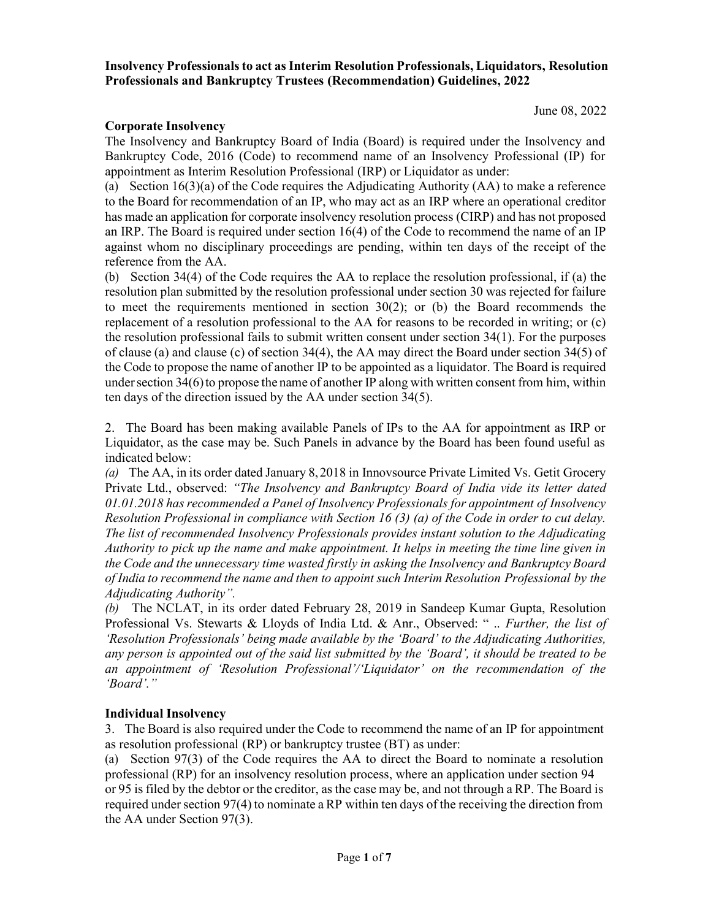**Insolvency Professionals to act as Interim Resolution Professionals, Liquidators, Resolution Professionals and Bankruptcy Trustees (Recommendation) Guidelines, 2022**

June 08, 2022

**Corporate Insolvency**

The Insolvency and Bankruptcy Board of India (Board) is required under the Insolvency and Bankruptcy Code, 2016 (Code) to recommend name of an Insolvency Professional (IP) for appointment as Interim Resolution Professional (IRP) or Liquidator as under:

(a) Section 16(3)(a) of the Code requires the Adjudicating Authority (AA) to make a reference to the Board for recommendation of an IP, who may act as an IRP where an operational creditor has made an application for corporate insolvency resolution process (CIRP) and has not proposed an IRP. The Board is required under section 16(4) of the Code to recommend the name of an IP against whom no disciplinary proceedings are pending, within ten days of the receipt of the reference from the AA.

(b) Section 34(4) of the Code requires the AA to replace the resolution professional, if (a) the resolution plan submitted by the resolution professional under section 30 was rejected for failure to meet the requirements mentioned in section 30(2); or (b) the Board recommends the replacement of a resolution professional to the AA for reasons to be recorded in writing; or (c) the resolution professional fails to submit written consent under section 34(1). For the purposes of clause (a) and clause (c) of section 34(4), the AA may direct the Board under section 34(5) of the Code to propose the name of another IP to be appointed as a liquidator. The Board is required under section 34(6) to propose the name of another IP along with written consent from him, within ten days of the direction issued by the AA under section 34(5).

2. The Board has been making available Panels of IPs to the AA for appointment as IRP or Liquidator, as the case may be. Such Panels in advance by the Board has been found useful as indicated below:

*(a)* The AA, in its order dated January 8, 2018 in Innovsource Private Limited Vs. Getit Grocery Private Ltd., observed: *"The Insolvency and Bankruptcy Board of India vide its letter dated 01.01.2018 has recommended a Panel of Insolvency Professionals for appointment of Insolvency Resolution Professional in compliance with Section 16 (3) (a) of the Code in order to cut delay. The list of recommended Insolvency Professionals provides instant solution to the Adjudicating Authority to pick up the name and make appointment. It helps in meeting the time line given in the Code and the unnecessary time wasted firstly in asking the Insolvency and Bankruptcy Board of India to recommend the name and then to appoint such Interim Resolution Professional by the Adjudicating Authority".*

*(b)* The NCLAT, in its order dated February 28, 2019 in Sandeep Kumar Gupta, Resolution Professional Vs. Stewarts & Lloyds of India Ltd. & Anr., Observed: " .. *Further, the list of 'Resolution Professionals' being made available by the 'Board' to the Adjudicating Authorities, any person is appointed out of the said list submitted by the 'Board', it should be treated to be an appointment of 'Resolution Professional'/'Liquidator' on the recommendation of the 'Board'."*

**Individual Insolvency**

3. The Board is also required under the Code to recommend the name of an IP for appointment as resolution professional (RP) or bankruptcy trustee (BT) as under:

(a) Section 97(3) of the Code requires the AA to direct the Board to nominate a resolution professional (RP) for an insolvency resolution process, where an application under section 94 or 95 is filed by the debtor or the creditor, as the case may be, and not through a RP. The Board is required under section 97(4) to nominate a RP within ten days of the receiving the direction from the AA under Section 97(3).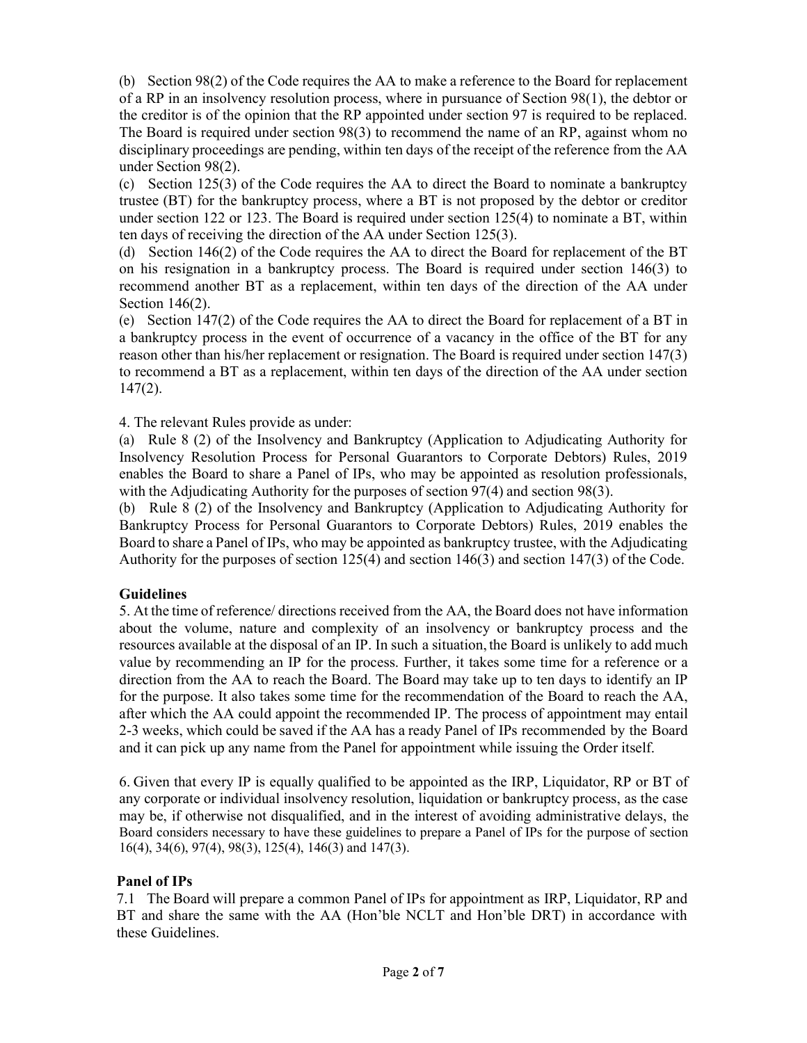(b) Section 98(2) of the Code requires the AA to make a reference to the Board for replacement of a RP in an insolvency resolution process, where in pursuance of Section 98(1), the debtor or the creditor is of the opinion that the RP appointed under section 97 is required to be replaced. The Board is required under section 98(3) to recommend the name of an RP, against whom no disciplinary proceedings are pending, within ten days of the receipt of the reference from the AA under Section 98(2).

(c) Section 125(3) of the Code requires the AA to direct the Board to nominate a bankruptcy trustee (BT) for the bankruptcy process, where a BT is not proposed by the debtor or creditor under section 122 or 123. The Board is required under section 125(4) to nominate a BT, within ten days of receiving the direction of the AA under Section 125(3).

(d) Section 146(2) of the Code requires the AA to direct the Board for replacement of the BT on his resignation in a bankruptcy process. The Board is required under section 146(3) to recommend another BT as a replacement, within ten days of the direction of the AA under Section 146(2).

(e) Section 147(2) of the Code requires the AA to direct the Board for replacement of a BT in a bankruptcy process in the event of occurrence of a vacancy in the office of the BT for any reason other than his/her replacement or resignation. The Board is required under section 147(3) to recommend a BT as a replacement, within ten days of the direction of the AA under section 147(2).

4. The relevant Rules provide as under:

(a) Rule 8 (2) of the Insolvency and Bankruptcy (Application to Adjudicating Authority for Insolvency Resolution Process for Personal Guarantors to Corporate Debtors) Rules, 2019 enables the Board to share a Panel of IPs, who may be appointed as resolution professionals, with the Adjudicating Authority for the purposes of section 97(4) and section 98(3).

(b) Rule 8 (2) of the Insolvency and Bankruptcy (Application to Adjudicating Authority for Bankruptcy Process for Personal Guarantors to Corporate Debtors) Rules, 2019 enables the Board to share a Panel of IPs, who may be appointed as bankruptcy trustee, with the Adjudicating Authority for the purposes of section 125(4) and section 146(3) and section 147(3) of the Code.

## Guidelines

5. At the time of reference/ directions received from the AA, the Board does not have information about the volume, nature and complexity of an insolvency or bankruptcy process and the resources available at the disposal of an IP. In such a situation, the Board is unlikely to add much value by recommending an IP for the process. Further, it takes some time for a reference or a direction from the AA to reach the Board. The Board may take up to ten days to identify an IP for the purpose. It also takes some time for the recommendation of the Board to reach the AA, after which the AA could appoint the recommended IP. The process of appointment may entail 2-3 weeks, which could be saved if the AA has a ready Panel of IPs recommended by the Board and it can pick up any name from the Panel for appointment while issuing the Order itself.

6. Given that every IP is equally qualified to be appointed as the IRP, Liquidator, RP or BT of any corporate or individual insolvency resolution, liquidation or bankruptcy process, as the case may be, if otherwise not disqualified, and in the interest of avoiding administrative delays, the Board considers necessary to have these guidelines to prepare a Panel of IPs for the purpose of section 16(4), 34(6), 97(4), 98(3), 125(4), 146(3) and 147(3).

## Panel of IPs

7.1 The Board will prepare a common Panel of IPs for appointment as IRP, Liquidator, RP and BT and share the same with the AA (Hon'ble NCLT and Hon'ble DRT) in accordance with these Guidelines.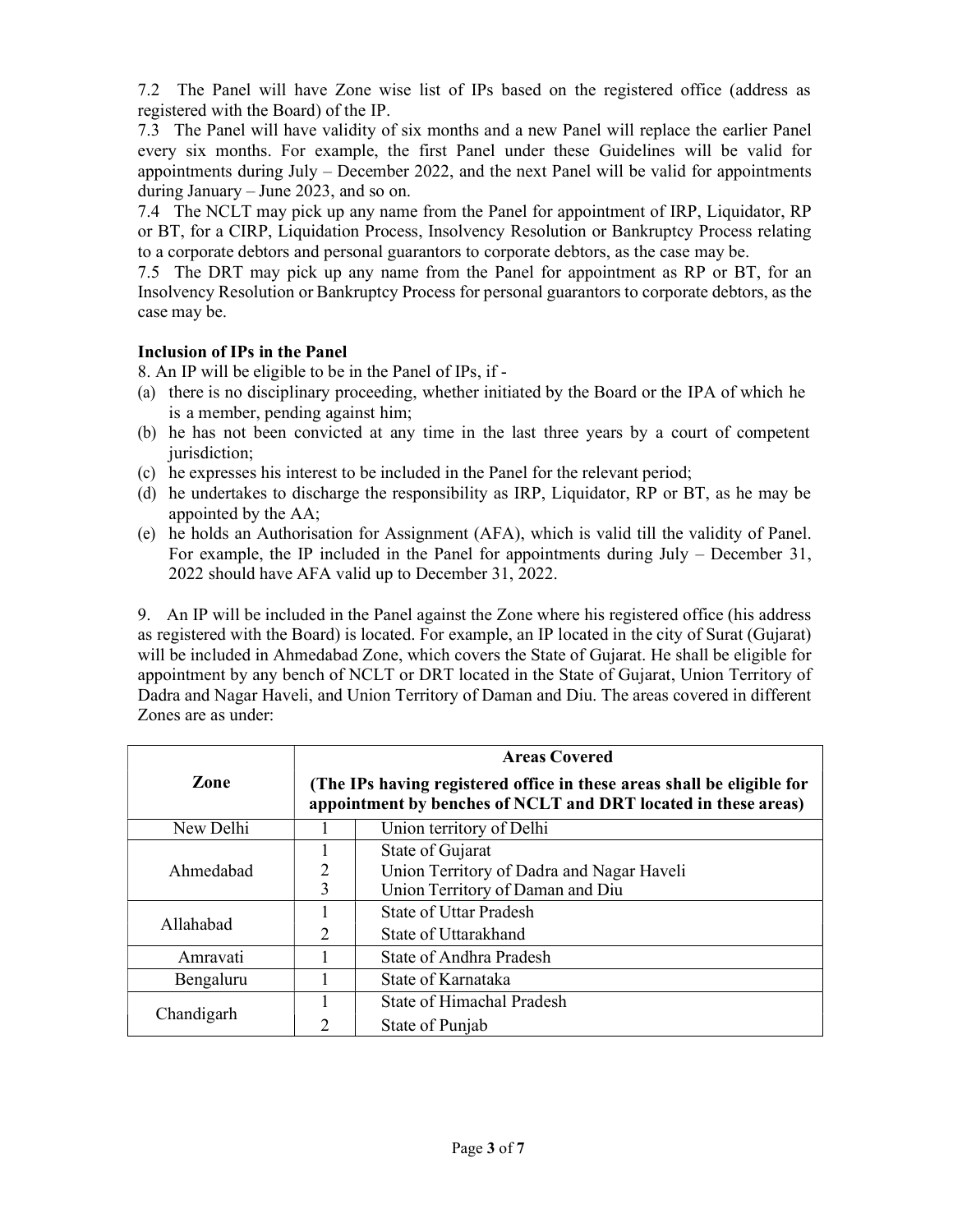7.2 The Panel will have Zone wise list of IPs based on the registered office (address as registered with the Board) of the IP.

7.3 The Panel will have validity of six months and a new Panel will replace the earlier Panel every six months. For example, the first Panel under these Guidelines will be valid for appointments during July – December 2022, and the next Panel will be valid for appointments during January – June 2023, and so on.

7.4 The NCLT may pick up any name from the Panel for appointment of IRP, Liquidator, RP or BT, for a CIRP, Liquidation Process, Insolvency Resolution or Bankruptcy Process relating to a corporate debtors and personal guarantors to corporate debtors, as the case may be.

7.5 The DRT may pick up any name from the Panel for appointment as RP or BT, for an Insolvency Resolution or Bankruptcy Process for personal guarantors to corporate debtors, as the case may be.

**Inclusion of IPs in the Panel**

8. An IP will be eligible to be in the Panel of IPs, if -

(a) there is no disciplinary proceeding, whether initiated by the Board or the IPA of which he is a member, pending against him;

(b) he has not been convicted at any time in the last three years by a court of competent jurisdiction;

(c) he expresses his interest to be included in the Panel for the relevant period;

(d) he undertakes to discharge the responsibility as IRP, Liquidator, RP or BT, as he may be appointed by the AA;

(e) he holds an Authorisation for Assignment (AFA), which is valid till the validity of Panel. For example, the IP included in the Panel for appointments during July – December 31, 2022 should have AFA valid up to December 31, 2022.

9. An IP will be included in the Panel against the Zone where his registered office (his address as registered with the Board) is located. For example, an IP located in the city of Surat (Gujarat) will be included in Ahmedabad Zone, which covers the State of Gujarat. He shall be eligible for appointment by any bench of NCLT or DRT located in the State of Gujarat, Union Territory of Dadra and Nagar Haveli, and Union Territory of Daman and Diu. The areas covered in different Zones are as under:

| Zone | **Areas Covered** (The IPs having registered office in these areas shall be eligible for appointment by benches of NCLT and DRT located in these areas) | |
|---|---|---|
| New Delhi | 1 | Union territory of Delhi |
| Ahmedabad | 1 | State of Gujarat |
| | 2 | Union Territory of Dadra and Nagar Haveli |
| | 3 | Union Territory of Daman and Diu |
| Allahabad | 1 | State of Uttar Pradesh |
| | 2 | State of Uttarakhand |
| Amravati | 1 | State of Andhra Pradesh |
| Bengaluru | 1 | State of Karnataka |
| Chandigarh | 1 | State of Himachal Pradesh |
| | 2 | State of Punjab |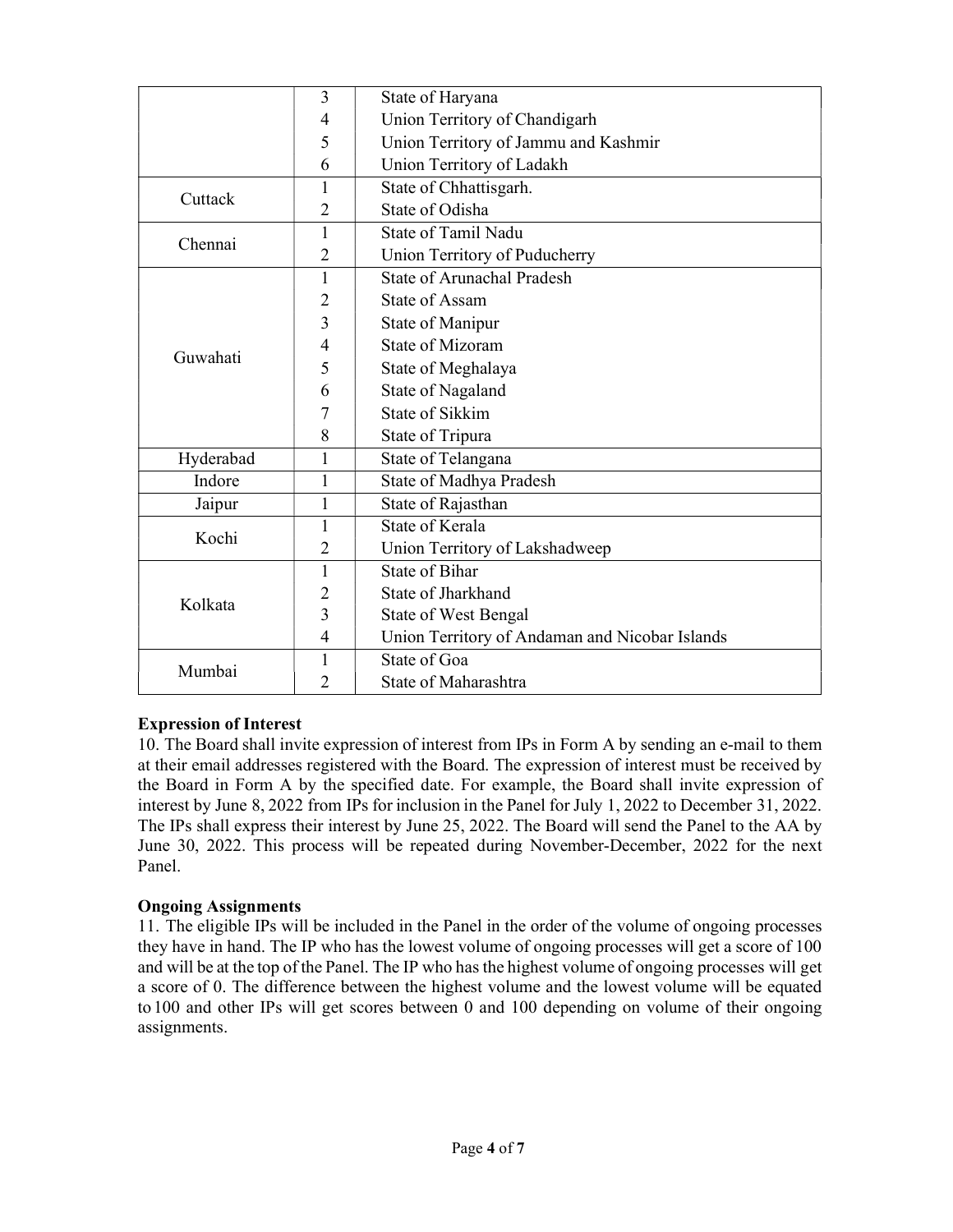| | | |
|---|---|---|
| | 3 | State of Haryana |
| | 4 | Union Territory of Chandigarh |
| | 5 | Union Territory of Jammu and Kashmir |
| | 6 | Union Territory of Ladakh |
| Cuttack | 1 | State of Chhattisgarh. |
| | 2 | State of Odisha |
| Chennai | 1 | State of Tamil Nadu |
| | 2 | Union Territory of Puducherry |
| Guwahati | 1 | State of Arunachal Pradesh |
| | 2 | State of Assam |
| | 3 | State of Manipur |
| | 4 | State of Mizoram |
| | 5 | State of Meghalaya |
| | 6 | State of Nagaland |
| | 7 | State of Sikkim |
| | 8 | State of Tripura |
| Hyderabad | 1 | State of Telangana |
| Indore | 1 | State of Madhya Pradesh |
| Jaipur | 1 | State of Rajasthan |
| Kochi | 1 | State of Kerala |
| | 2 | Union Territory of Lakshadweep |
| Kolkata | 1 | State of Bihar |
| | 2 | State of Jharkhand |
| | 3 | State of West Bengal |
| | 4 | Union Territory of Andaman and Nicobar Islands |
| Mumbai | 1 | State of Goa |
| | 2 | State of Maharashtra |

**Expression of Interest**

10. The Board shall invite expression of interest from IPs in Form A by sending an e-mail to them at their email addresses registered with the Board. The expression of interest must be received by the Board in Form A by the specified date. For example, the Board shall invite expression of interest by June 8, 2022 from IPs for inclusion in the Panel for July 1, 2022 to December 31, 2022. The IPs shall express their interest by June 25, 2022. The Board will send the Panel to the AA by June 30, 2022. This process will be repeated during November-December, 2022 for the next Panel.

**Ongoing Assignments**

11. The eligible IPs will be included in the Panel in the order of the volume of ongoing processes they have in hand. The IP who has the lowest volume of ongoing processes will get a score of 100 and will be at the top of the Panel. The IP who has the highest volume of ongoing processes will get a score of 0. The difference between the highest volume and the lowest volume will be equated to 100 and other IPs will get scores between 0 and 100 depending on volume of their ongoing assignments.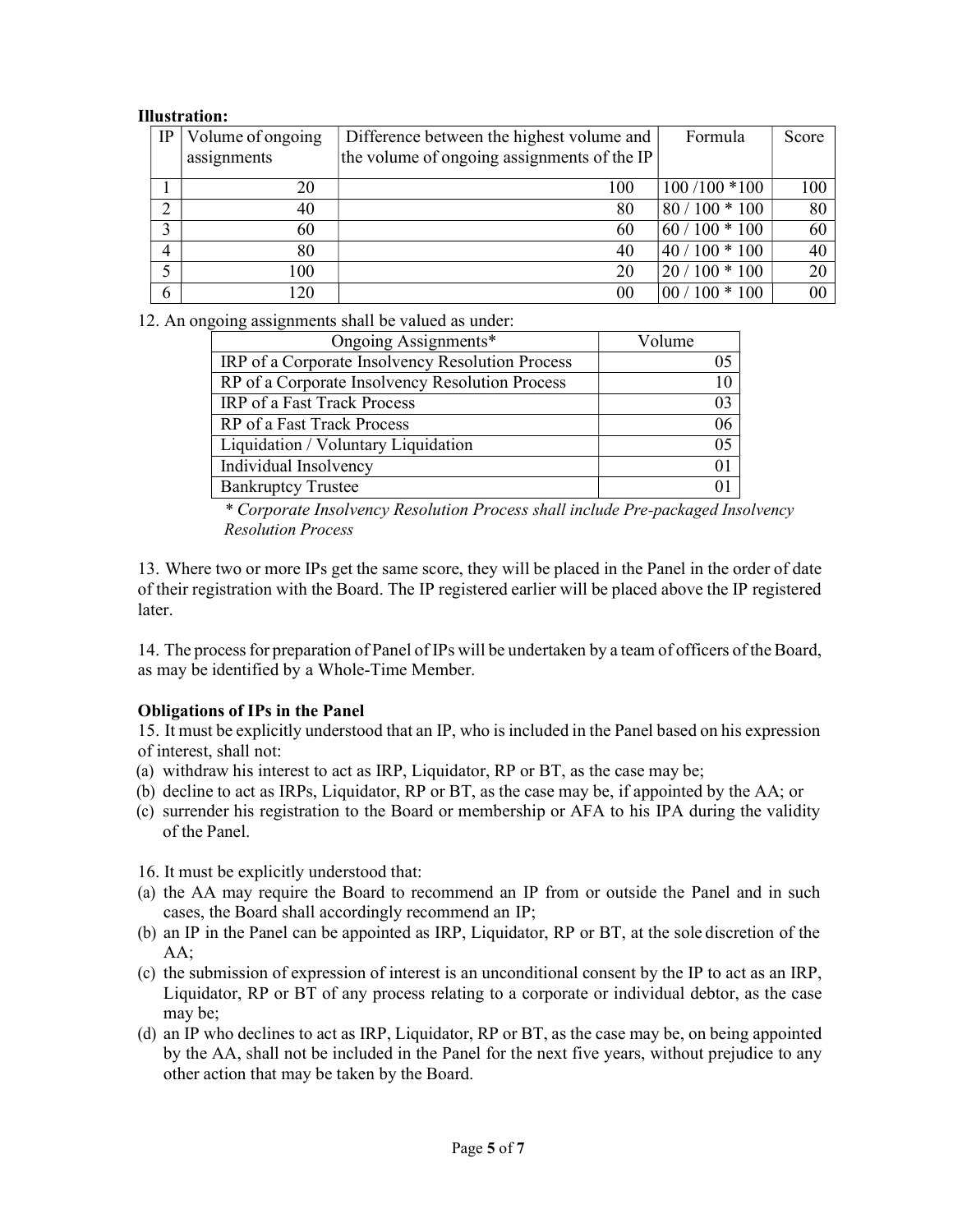**Illustration:**

| IP | Volume of ongoing assignments | Difference between the highest volume and the volume of ongoing assignments of the IP | Formula | Score |
|---|---|---|---|---|
| 1 | 20 | 100 | 100 /100 *100 | 100 |
| 2 | 40 | 80 | 80 / 100 * 100 | 80 |
| 3 | 60 | 60 | 60 / 100 * 100 | 60 |
| 4 | 80 | 40 | 40 / 100 * 100 | 40 |
| 5 | 100 | 20 | 20 / 100 * 100 | 20 |
| 6 | 120 | 00 | 00 / 100 * 100 | 00 |

12. An ongoing assignments shall be valued as under:

| Ongoing Assignments* | Volume |
|---|---|
| IRP of a Corporate Insolvency Resolution Process | 05 |
| RP of a Corporate Insolvency Resolution Process | 10 |
| IRP of a Fast Track Process | 03 |
| RP of a Fast Track Process | 06 |
| Liquidation / Voluntary Liquidation | 05 |
| Individual Insolvency | 01 |
| Bankruptcy Trustee | 01 |

*\* Corporate Insolvency Resolution Process shall include Pre-packaged Insolvency Resolution Process*

13. Where two or more IPs get the same score, they will be placed in the Panel in the order of date of their registration with the Board. The IP registered earlier will be placed above the IP registered later.

14. The process for preparation of Panel of IPs will be undertaken by a team of officers of the Board, as may be identified by a Whole-Time Member.

**Obligations of IPs in the Panel**

15. It must be explicitly understood that an IP, who is included in the Panel based on his expression of interest, shall not:

(a) withdraw his interest to act as IRP, Liquidator, RP or BT, as the case may be;
(b) decline to act as IRPs, Liquidator, RP or BT, as the case may be, if appointed by the AA; or
(c) surrender his registration to the Board or membership or AFA to his IPA during the validity of the Panel.

16. It must be explicitly understood that:

(a) the AA may require the Board to recommend an IP from or outside the Panel and in such cases, the Board shall accordingly recommend an IP;
(b) an IP in the Panel can be appointed as IRP, Liquidator, RP or BT, at the sole discretion of the AA;
(c) the submission of expression of interest is an unconditional consent by the IP to act as an IRP, Liquidator, RP or BT of any process relating to a corporate or individual debtor, as the case may be;
(d) an IP who declines to act as IRP, Liquidator, RP or BT, as the case may be, on being appointed by the AA, shall not be included in the Panel for the next five years, without prejudice to any other action that may be taken by the Board.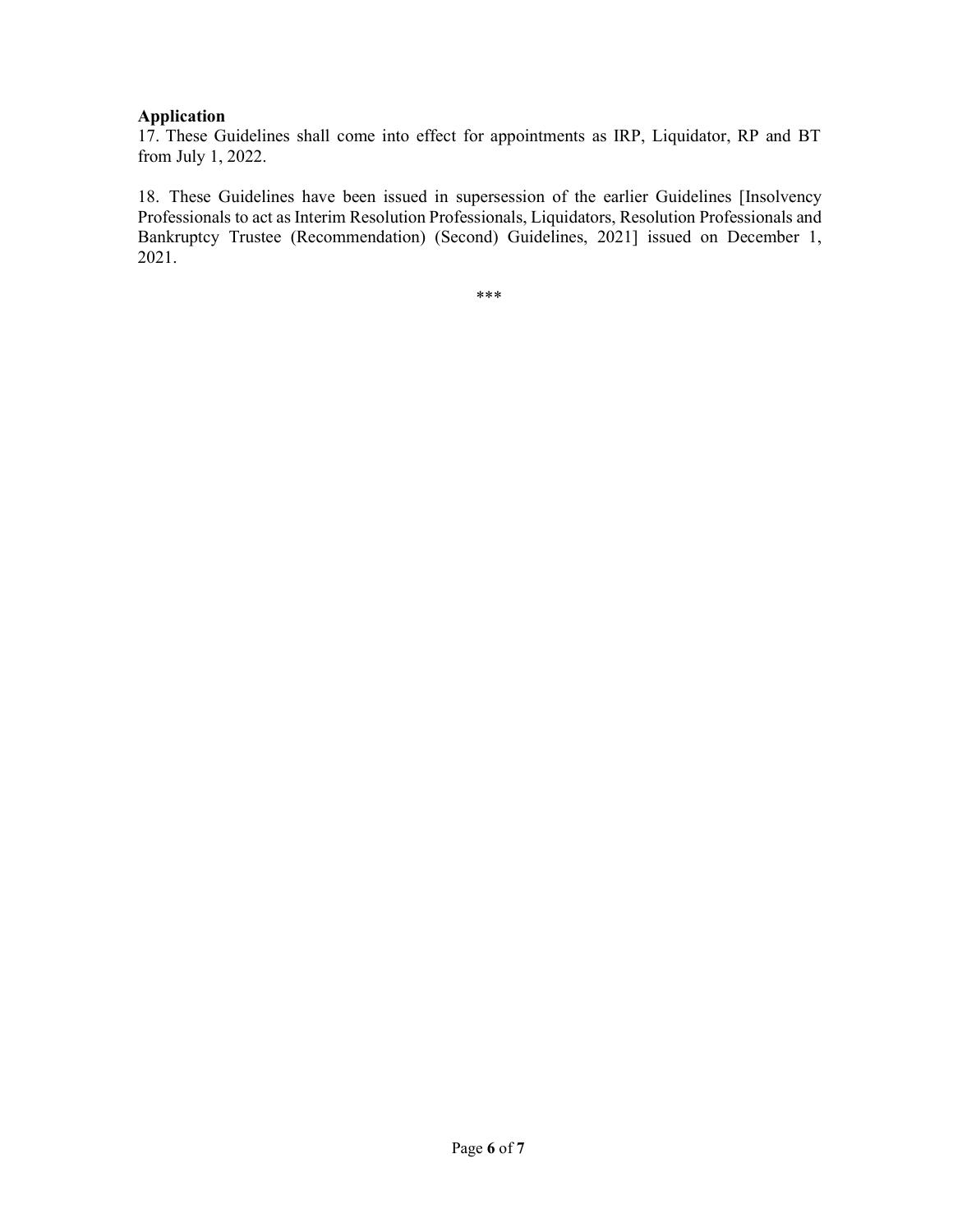**Application**

17. These Guidelines shall come into effect for appointments as IRP, Liquidator, RP and BT from July 1, 2022.

18. These Guidelines have been issued in supersession of the earlier Guidelines [Insolvency Professionals to act as Interim Resolution Professionals, Liquidators, Resolution Professionals and Bankruptcy Trustee (Recommendation) (Second) Guidelines, 2021] issued on December 1, 2021.

***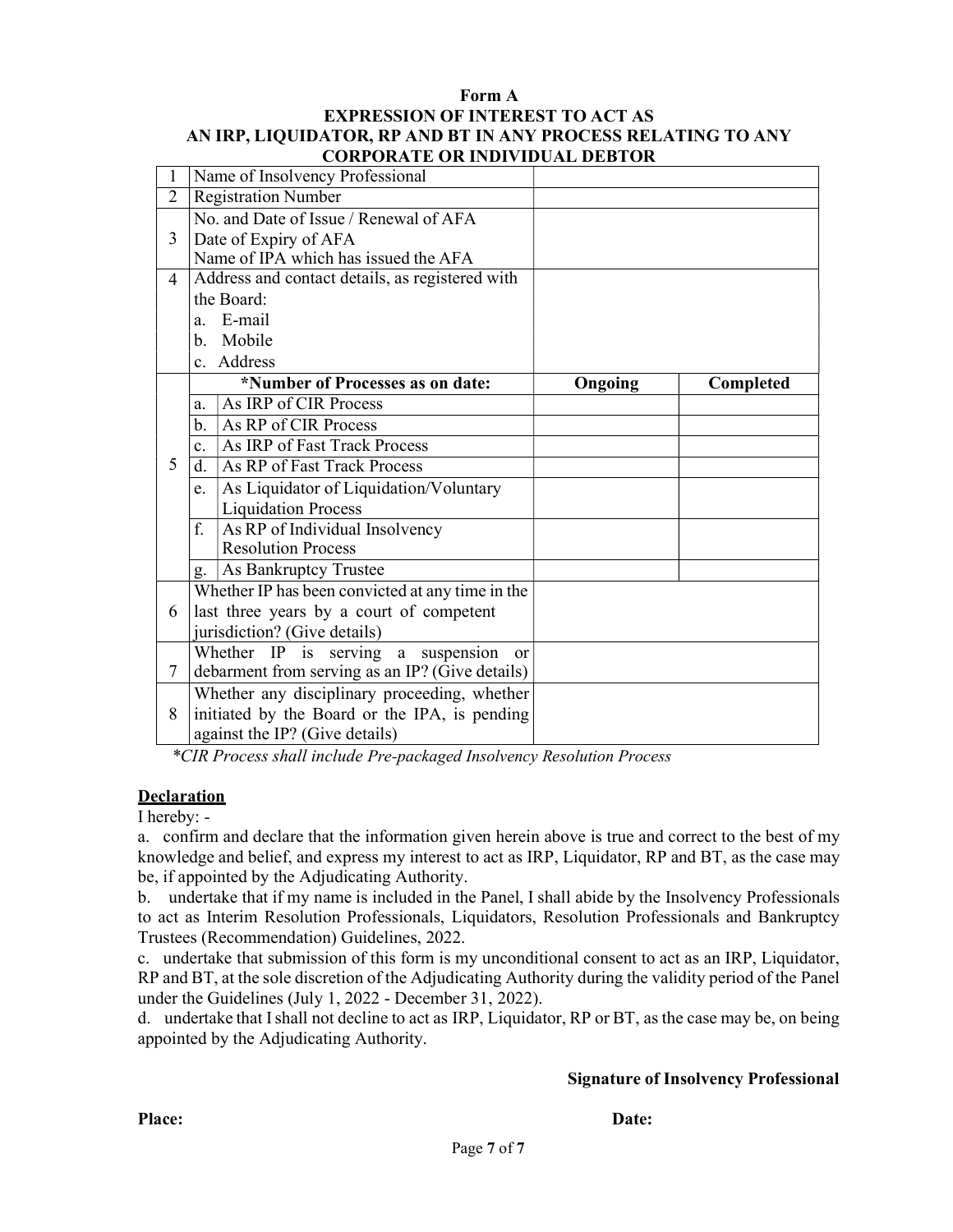**Form A**

**EXPRESSION OF INTEREST TO ACT AS AN IRP, LIQUIDATOR, RP AND BT IN ANY PROCESS RELATING TO ANY CORPORATE OR INDIVIDUAL DEBTOR**

| | | | | |
|---|---|---|---|---|
| 1 | Name of Insolvency Professional | | | |
| 2 | Registration Number | | | |
| 3 | No. and Date of Issue / Renewal of AFA<br>Date of Expiry of AFA<br>Name of IPA which has issued the AFA | | | |
| 4 | Address and contact details, as registered with the Board:<br>a. E-mail<br>b. Mobile<br>c. Address | | | |
| 5 | | **\*Number of Processes as on date:** | **Ongoing** | **Completed** |
| | a. | As IRP of CIR Process | | |
| | b. | As RP of CIR Process | | |
| | c. | As IRP of Fast Track Process | | |
| | d. | As RP of Fast Track Process | | |
| | e. | As Liquidator of Liquidation/Voluntary Liquidation Process | | |
| | f. | As RP of Individual Insolvency Resolution Process | | |
| | g. | As Bankruptcy Trustee | | |
| 6 | Whether IP has been convicted at any time in the last three years by a court of competent jurisdiction? (Give details) | | | |
| 7 | Whether IP is serving a suspension or debarment from serving as an IP? (Give details) | | | |
| 8 | Whether any disciplinary proceeding, whether initiated by the Board or the IPA, is pending against the IP? (Give details) | | | |

*\*CIR Process shall include Pre-packaged Insolvency Resolution Process*

**Declaration**

I hereby: -

a. confirm and declare that the information given herein above is true and correct to the best of my knowledge and belief, and express my interest to act as IRP, Liquidator, RP and BT, as the case may be, if appointed by the Adjudicating Authority.

b. undertake that if my name is included in the Panel, I shall abide by the Insolvency Professionals to act as Interim Resolution Professionals, Liquidators, Resolution Professionals and Bankruptcy Trustees (Recommendation) Guidelines, 2022.

c. undertake that submission of this form is my unconditional consent to act as an IRP, Liquidator, RP and BT, at the sole discretion of the Adjudicating Authority during the validity period of the Panel under the Guidelines (July 1, 2022 - December 31, 2022).

d. undertake that I shall not decline to act as IRP, Liquidator, RP or BT, as the case may be, on being appointed by the Adjudicating Authority.

**Signature of Insolvency Professional**

**Place:** **Date:**